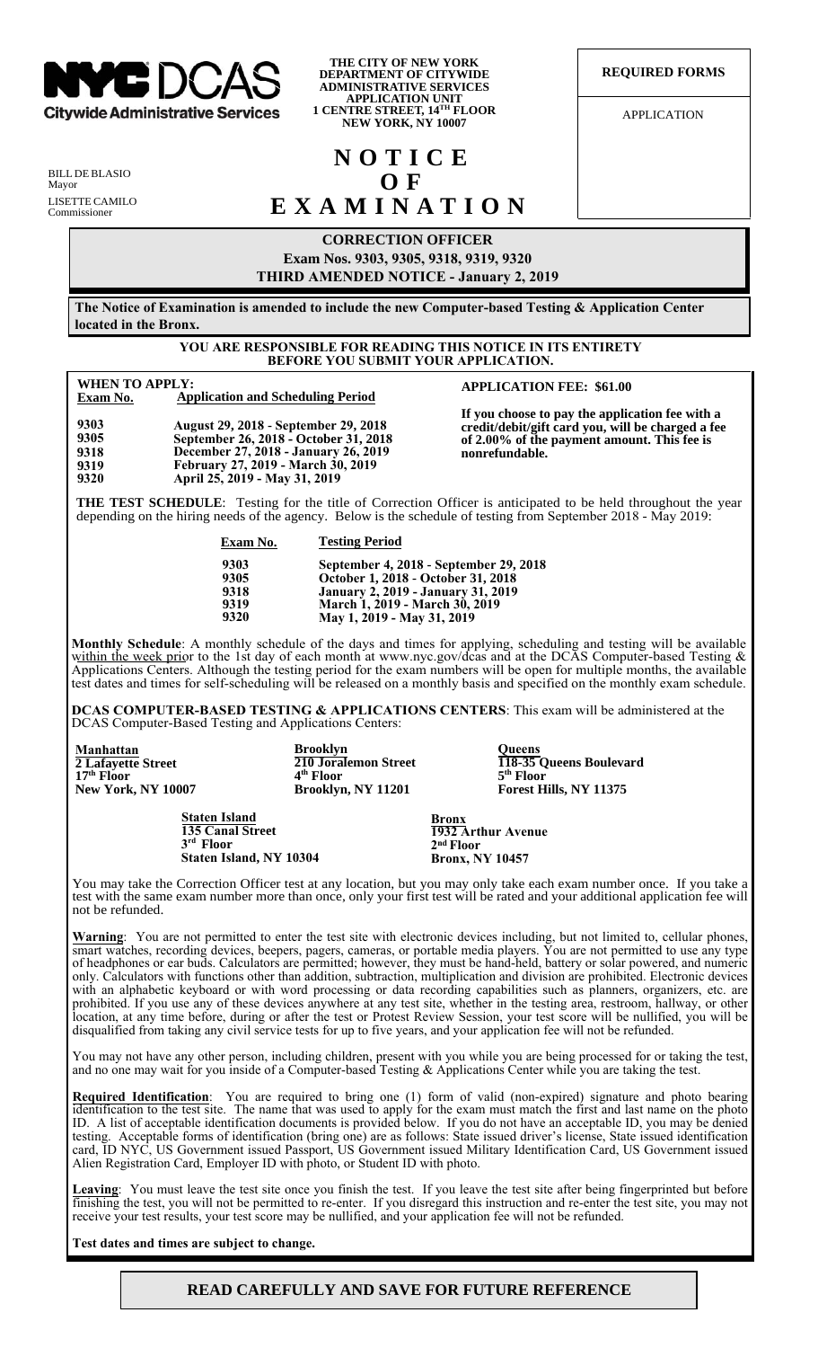NYC DCAS
Citywide Administrative Services

BILL DE BLASIO
Mayor

LISETTE CAMILO
Commissioner

**THE CITY OF NEW YORK**
**DEPARTMENT OF CITYWIDE ADMINISTRATIVE SERVICES**
**APPLICATION UNIT**
**1 CENTRE STREET, 14TH FLOOR**
**NEW YORK, NY 10007**

**REQUIRED FORMS**

APPLICATION

# N O T I C E O F E X A M I N A T I O N

## CORRECTION OFFICER

**Exam Nos. 9303, 9305, 9318, 9319, 9320**

**THIRD AMENDED NOTICE - January 2, 2019**

**The Notice of Examination is amended to include the new Computer-based Testing & Application Center located in the Bronx.**

**YOU ARE RESPONSIBLE FOR READING THIS NOTICE IN ITS ENTIRETY BEFORE YOU SUBMIT YOUR APPLICATION.**

**WHEN TO APPLY:**

| Exam No. | Application and Scheduling Period |
| --- | --- |
| 9303 | August 29, 2018 - September 29, 2018 |
| 9305 | September 26, 2018 - October 31, 2018 |
| 9318 | December 27, 2018 - January 26, 2019 |
| 9319 | February 27, 2019 - March 30, 2019 |
| 9320 | April 25, 2019 - May 31, 2019 |

**APPLICATION FEE: $61.00**

**If you choose to pay the application fee with a credit/debit/gift card you, will be charged a fee of 2.00% of the payment amount. This fee is nonrefundable.**

**THE TEST SCHEDULE**: Testing for the title of Correction Officer is anticipated to be held throughout the year depending on the hiring needs of the agency. Below is the schedule of testing from September 2018 - May 2019:

| Exam No. | Testing Period |
| --- | --- |
| 9303 | September 4, 2018 - September 29, 2018 |
| 9305 | October 1, 2018 - October 31, 2018 |
| 9318 | January 2, 2019 - January 31, 2019 |
| 9319 | March 1, 2019 - March 30, 2019 |
| 9320 | May 1, 2019 - May 31, 2019 |

**Monthly Schedule**: A monthly schedule of the days and times for applying, scheduling and testing will be available within the week prior to the 1st day of each month at www.nyc.gov/dcas and at the DCAS Computer-based Testing & Applications Centers. Although the testing period for the exam numbers will be open for multiple months, the available test dates and times for self-scheduling will be released on a monthly basis and specified on the monthly exam schedule.

**DCAS COMPUTER-BASED TESTING & APPLICATIONS CENTERS**: This exam will be administered at the DCAS Computer-Based Testing and Applications Centers:

**Manhattan**
**2 Lafayette Street**
**17th Floor**
**New York, NY 10007**

**Brooklyn**
**210 Joralemon Street**
**4th Floor**
**Brooklyn, NY 11201**

**Queens**
**118-35 Queens Boulevard**
**5th Floor**
**Forest Hills, NY 11375**

**Staten Island**
**135 Canal Street**
**3rd Floor**
**Staten Island, NY 10304**

**Bronx**
**1932 Arthur Avenue**
**2nd Floor**
**Bronx, NY 10457**

You may take the Correction Officer test at any location, but you may only take each exam number once. If you take a test with the same exam number more than once, only your first test will be rated and your additional application fee will not be refunded.

**Warning**: You are not permitted to enter the test site with electronic devices including, but not limited to, cellular phones, smart watches, recording devices, beepers, pagers, cameras, or portable media players. You are not permitted to use any type of headphones or ear buds. Calculators are permitted; however, they must be hand-held, battery or solar powered, and numeric only. Calculators with functions other than addition, subtraction, multiplication and division are prohibited. Electronic devices with an alphabetic keyboard or with word processing or data recording capabilities such as planners, organizers, etc. are prohibited. If you use any of these devices anywhere at any test site, whether in the testing area, restroom, hallway, or other location, at any time before, during or after the test or Protest Review Session, your test score will be nullified, you will be disqualified from taking any civil service tests for up to five years, and your application fee will not be refunded.

You may not have any other person, including children, present with you while you are being processed for or taking the test, and no one may wait for you inside of a Computer-based Testing & Applications Center while you are taking the test.

**Required Identification**: You are required to bring one (1) form of valid (non-expired) signature and photo bearing identification to the test site. The name that was used to apply for the exam must match the first and last name on the photo ID. A list of acceptable identification documents is provided below. If you do not have an acceptable ID, you may be denied testing. Acceptable forms of identification (bring one) are as follows: State issued driver's license, State issued identification card, ID NYC, US Government issued Passport, US Government issued Military Identification Card, US Government issued Alien Registration Card, Employer ID with photo, or Student ID with photo.

**Leaving**: You must leave the test site once you finish the test. If you leave the test site after being fingerprinted but before finishing the test, you will not be permitted to re-enter. If you disregard this instruction and re-enter the test site, you may not receive your test results, your test score may be nullified, and your application fee will not be refunded.

**Test dates and times are subject to change.**

**READ CAREFULLY AND SAVE FOR FUTURE REFERENCE**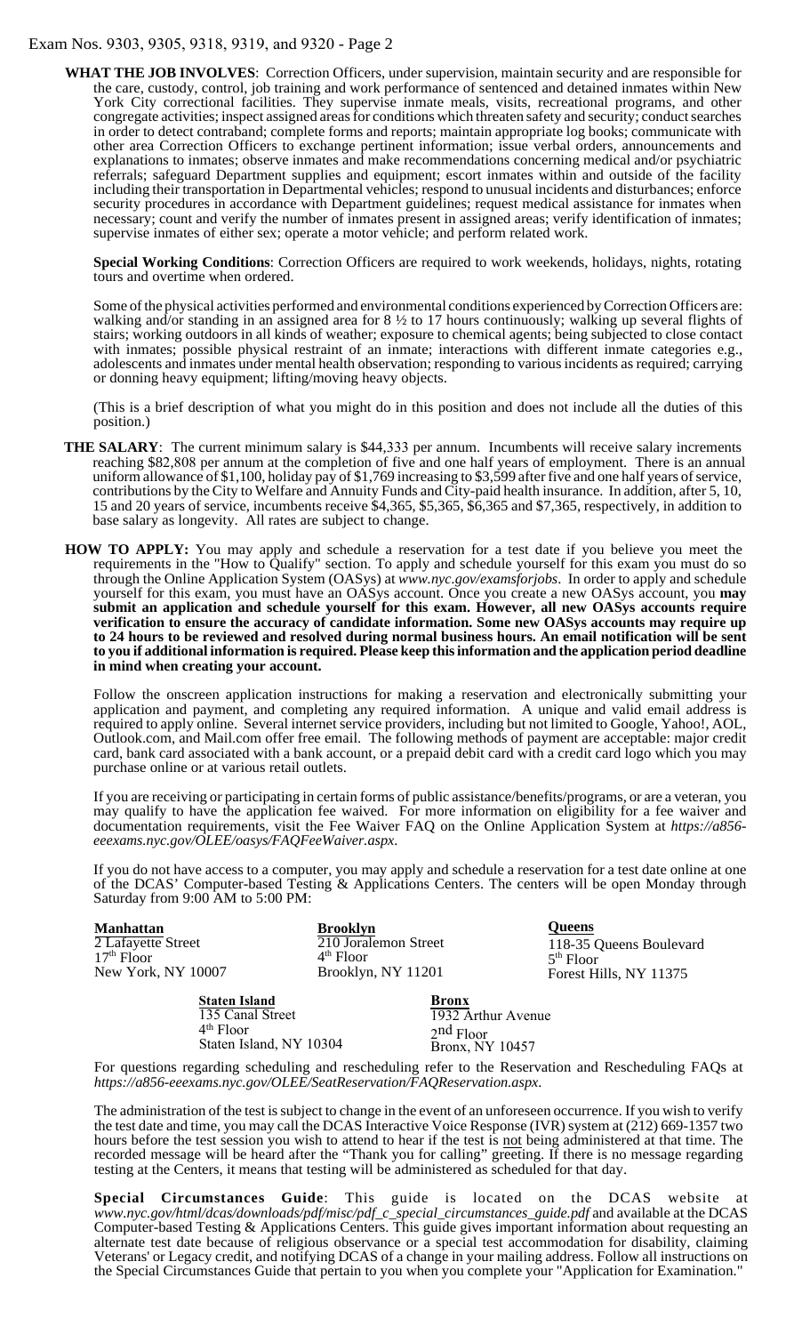**WHAT THE JOB INVOLVES**: Correction Officers, under supervision, maintain security and are responsible for the care, custody, control, job training and work performance of sentenced and detained inmates within New York City correctional facilities. They supervise inmate meals, visits, recreational programs, and other congregate activities; inspect assigned areas for conditions which threaten safety and security; conduct searches in order to detect contraband; complete forms and reports; maintain appropriate log books; communicate with other area Correction Officers to exchange pertinent information; issue verbal orders, announcements and explanations to inmates; observe inmates and make recommendations concerning medical and/or psychiatric referrals; safeguard Department supplies and equipment; escort inmates within and outside of the facility including their transportation in Departmental vehicles; respond to unusual incidents and disturbances; enforce security procedures in accordance with Department guidelines; request medical assistance for inmates when necessary; count and verify the number of inmates present in assigned areas; verify identification of inmates; supervise inmates of either sex; operate a motor vehicle; and perform related work.

**Special Working Conditions**: Correction Officers are required to work weekends, holidays, nights, rotating tours and overtime when ordered.

Some of the physical activities performed and environmental conditions experienced by Correction Officers are: walking and/or standing in an assigned area for 8 ½ to 17 hours continuously; walking up several flights of stairs; working outdoors in all kinds of weather; exposure to chemical agents; being subjected to close contact with inmates; possible physical restraint of an inmate; interactions with different inmate categories e.g., adolescents and inmates under mental health observation; responding to various incidents as required; carrying or donning heavy equipment; lifting/moving heavy objects.

(This is a brief description of what you might do in this position and does not include all the duties of this position.)

**THE SALARY**: The current minimum salary is $44,333 per annum. Incumbents will receive salary increments reaching $82,808 per annum at the completion of five and one half years of employment. There is an annual uniform allowance of $1,100, holiday pay of $1,769 increasing to $3,599 after five and one half years of service, contributions by the City to Welfare and Annuity Funds and City-paid health insurance. In addition, after 5, 10, 15 and 20 years of service, incumbents receive $4,365, $5,365, $6,365 and $7,365, respectively, in addition to base salary as longevity. All rates are subject to change.

**HOW TO APPLY:** You may apply and schedule a reservation for a test date if you believe you meet the requirements in the "How to Qualify" section. To apply and schedule yourself for this exam you must do so through the Online Application System (OASys) at *www.nyc.gov/examsforjobs*. In order to apply and schedule yourself for this exam, you must have an OASys account. Once you create a new OASys account, you **may submit an application and schedule yourself for this exam. However, all new OASys accounts require verification to ensure the accuracy of candidate information. Some new OASys accounts may require up to 24 hours to be reviewed and resolved during normal business hours. An email notification will be sent to you if additional information is required. Please keep this information and the application period deadline in mind when creating your account.**

Follow the onscreen application instructions for making a reservation and electronically submitting your application and payment, and completing any required information. A unique and valid email address is required to apply online. Several internet service providers, including but not limited to Google, Yahoo!, AOL, Outlook.com, and Mail.com offer free email. The following methods of payment are acceptable: major credit card, bank card associated with a bank account, or a prepaid debit card with a credit card logo which you may purchase online or at various retail outlets.

If you are receiving or participating in certain forms of public assistance/benefits/programs, or are a veteran, you may qualify to have the application fee waived. For more information on eligibility for a fee waiver and documentation requirements, visit the Fee Waiver FAQ on the Online Application System at *https://a856-eeexams.nyc.gov/OLEE/oasys/FAQFeeWaiver.aspx*.

If you do not have access to a computer, you may apply and schedule a reservation for a test date online at one of the DCAS' Computer-based Testing & Applications Centers. The centers will be open Monday through Saturday from 9:00 AM to 5:00 PM:

**Manhattan**
2 Lafayette Street
17th Floor
New York, NY 10007

**Brooklyn**
210 Joralemon Street
4th Floor
Brooklyn, NY 11201

**Queens**
118-35 Queens Boulevard
5th Floor
Forest Hills, NY 11375

**Staten Island**
135 Canal Street
4th Floor
Staten Island, NY 10304

**Bronx**
1932 Arthur Avenue
2nd Floor
Bronx, NY 10457

For questions regarding scheduling and rescheduling refer to the Reservation and Rescheduling FAQs at *https://a856-eeexams.nyc.gov/OLEE/SeatReservation/FAQReservation.aspx*.

The administration of the test is subject to change in the event of an unforeseen occurrence. If you wish to verify the test date and time, you may call the DCAS Interactive Voice Response (IVR) system at (212) 669-1357 two hours before the test session you wish to attend to hear if the test is not being administered at that time. The recorded message will be heard after the "Thank you for calling" greeting. If there is no message regarding testing at the Centers, it means that testing will be administered as scheduled for that day.

**Special Circumstances Guide**: This guide is located on the DCAS website at *www.nyc.gov/html/dcas/downloads/pdf/misc/pdf_c_special_circumstances_guide.pdf* and available at the DCAS Computer-based Testing & Applications Centers. This guide gives important information about requesting an alternate test date because of religious observance or a special test accommodation for disability, claiming Veterans' or Legacy credit, and notifying DCAS of a change in your mailing address. Follow all instructions on the Special Circumstances Guide that pertain to you when you complete your "Application for Examination."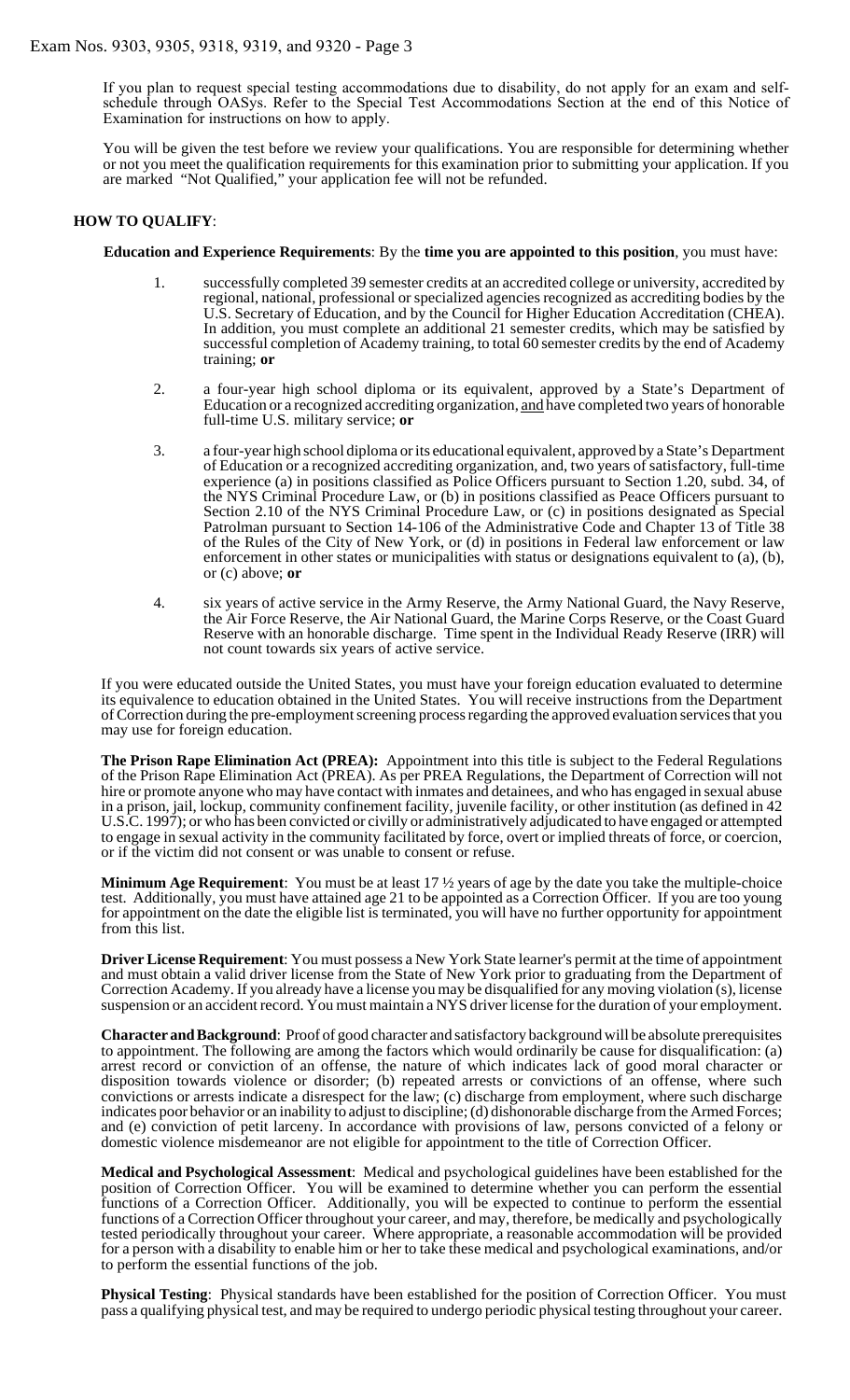If you plan to request special testing accommodations due to disability, do not apply for an exam and self-schedule through OASys. Refer to the Special Test Accommodations Section at the end of this Notice of Examination for instructions on how to apply.

You will be given the test before we review your qualifications. You are responsible for determining whether or not you meet the qualification requirements for this examination prior to submitting your application. If you are marked "Not Qualified," your application fee will not be refunded.

## HOW TO QUALIFY:

**Education and Experience Requirements**: By the **time you are appointed to this position**, you must have:

1. successfully completed 39 semester credits at an accredited college or university, accredited by regional, national, professional or specialized agencies recognized as accrediting bodies by the U.S. Secretary of Education, and by the Council for Higher Education Accreditation (CHEA). In addition, you must complete an additional 21 semester credits, which may be satisfied by successful completion of Academy training, to total 60 semester credits by the end of Academy training; **or**

2. a four-year high school diploma or its equivalent, approved by a State's Department of Education or a recognized accrediting organization, and have completed two years of honorable full-time U.S. military service; **or**

3. a four-year high school diploma or its educational equivalent, approved by a State's Department of Education or a recognized accrediting organization, and, two years of satisfactory, full-time experience (a) in positions classified as Police Officers pursuant to Section 1.20, subd. 34, of the NYS Criminal Procedure Law, or (b) in positions classified as Peace Officers pursuant to Section 2.10 of the NYS Criminal Procedure Law, or (c) in positions designated as Special Patrolman pursuant to Section 14-106 of the Administrative Code and Chapter 13 of Title 38 of the Rules of the City of New York, or (d) in positions in Federal law enforcement or law enforcement in other states or municipalities with status or designations equivalent to (a), (b), or (c) above; **or**

4. six years of active service in the Army Reserve, the Army National Guard, the Navy Reserve, the Air Force Reserve, the Air National Guard, the Marine Corps Reserve, or the Coast Guard Reserve with an honorable discharge. Time spent in the Individual Ready Reserve (IRR) will not count towards six years of active service.

If you were educated outside the United States, you must have your foreign education evaluated to determine its equivalence to education obtained in the United States. You will receive instructions from the Department of Correction during the pre-employment screening process regarding the approved evaluation services that you may use for foreign education.

**The Prison Rape Elimination Act (PREA):** Appointment into this title is subject to the Federal Regulations of the Prison Rape Elimination Act (PREA). As per PREA Regulations, the Department of Correction will not hire or promote anyone who may have contact with inmates and detainees, and who has engaged in sexual abuse in a prison, jail, lockup, community confinement facility, juvenile facility, or other institution (as defined in 42 U.S.C. 1997); or who has been convicted or civilly or administratively adjudicated to have engaged or attempted to engage in sexual activity in the community facilitated by force, overt or implied threats of force, or coercion, or if the victim did not consent or was unable to consent or refuse.

**Minimum Age Requirement**: You must be at least 17 ½ years of age by the date you take the multiple-choice test. Additionally, you must have attained age 21 to be appointed as a Correction Officer. If you are too young for appointment on the date the eligible list is terminated, you will have no further opportunity for appointment from this list.

**Driver License Requirement**: You must possess a New York State learner's permit at the time of appointment and must obtain a valid driver license from the State of New York prior to graduating from the Department of Correction Academy. If you already have a license you may be disqualified for any moving violation (s), license suspension or an accident record. You must maintain a NYS driver license for the duration of your employment.

**Character and Background**: Proof of good character and satisfactory background will be absolute prerequisites to appointment. The following are among the factors which would ordinarily be cause for disqualification: (a) arrest record or conviction of an offense, the nature of which indicates lack of good moral character or disposition towards violence or disorder; (b) repeated arrests or convictions of an offense, where such convictions or arrests indicate a disrespect for the law; (c) discharge from employment, where such discharge indicates poor behavior or an inability to adjust to discipline; (d) dishonorable discharge from the Armed Forces; and (e) conviction of petit larceny. In accordance with provisions of law, persons convicted of a felony or domestic violence misdemeanor are not eligible for appointment to the title of Correction Officer.

**Medical and Psychological Assessment**: Medical and psychological guidelines have been established for the position of Correction Officer. You will be examined to determine whether you can perform the essential functions of a Correction Officer. Additionally, you will be expected to continue to perform the essential functions of a Correction Officer throughout your career, and may, therefore, be medically and psychologically tested periodically throughout your career. Where appropriate, a reasonable accommodation will be provided for a person with a disability to enable him or her to take these medical and psychological examinations, and/or to perform the essential functions of the job.

**Physical Testing**: Physical standards have been established for the position of Correction Officer. You must pass a qualifying physical test, and may be required to undergo periodic physical testing throughout your career.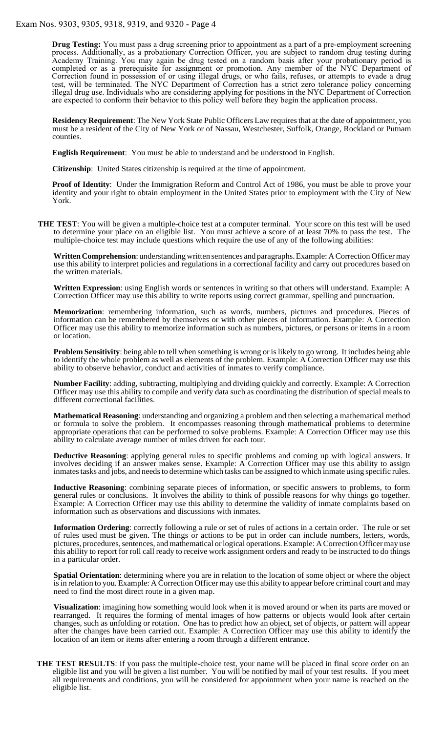**Drug Testing:** You must pass a drug screening prior to appointment as a part of a pre-employment screening process. Additionally, as a probationary Correction Officer, you are subject to random drug testing during Academy Training. You may again be drug tested on a random basis after your probationary period is completed or as a prerequisite for assignment or promotion. Any member of the NYC Department of Correction found in possession of or using illegal drugs, or who fails, refuses, or attempts to evade a drug test, will be terminated. The NYC Department of Correction has a strict zero tolerance policy concerning illegal drug use. Individuals who are considering applying for positions in the NYC Department of Correction are expected to conform their behavior to this policy well before they begin the application process.

**Residency Requirement**: The New York State Public Officers Law requires that at the date of appointment, you must be a resident of the City of New York or of Nassau, Westchester, Suffolk, Orange, Rockland or Putnam counties.

**English Requirement**: You must be able to understand and be understood in English.

**Citizenship**: United States citizenship is required at the time of appointment.

**Proof of Identity**: Under the Immigration Reform and Control Act of 1986, you must be able to prove your identity and your right to obtain employment in the United States prior to employment with the City of New York.

**THE TEST**: You will be given a multiple-choice test at a computer terminal. Your score on this test will be used to determine your place on an eligible list. You must achieve a score of at least 70% to pass the test. The multiple-choice test may include questions which require the use of any of the following abilities:

**Written Comprehension**: understanding written sentences and paragraphs. Example: A Correction Officer may use this ability to interpret policies and regulations in a correctional facility and carry out procedures based on the written materials.

**Written Expression**: using English words or sentences in writing so that others will understand. Example: A Correction Officer may use this ability to write reports using correct grammar, spelling and punctuation.

**Memorization**: remembering information, such as words, numbers, pictures and procedures. Pieces of information can be remembered by themselves or with other pieces of information. Example: A Correction Officer may use this ability to memorize information such as numbers, pictures, or persons or items in a room or location.

**Problem Sensitivity**: being able to tell when something is wrong or is likely to go wrong. It includes being able to identify the whole problem as well as elements of the problem. Example: A Correction Officer may use this ability to observe behavior, conduct and activities of inmates to verify compliance.

**Number Facility**: adding, subtracting, multiplying and dividing quickly and correctly. Example: A Correction Officer may use this ability to compile and verify data such as coordinating the distribution of special meals to different correctional facilities.

**Mathematical Reasoning**: understanding and organizing a problem and then selecting a mathematical method or formula to solve the problem. It encompasses reasoning through mathematical problems to determine appropriate operations that can be performed to solve problems. Example: A Correction Officer may use this ability to calculate average number of miles driven for each tour.

**Deductive Reasoning**: applying general rules to specific problems and coming up with logical answers. It involves deciding if an answer makes sense. Example: A Correction Officer may use this ability to assign inmates tasks and jobs, and needs to determine which tasks can be assigned to which inmate using specific rules.

**Inductive Reasoning**: combining separate pieces of information, or specific answers to problems, to form general rules or conclusions. It involves the ability to think of possible reasons for why things go together. Example: A Correction Officer may use this ability to determine the validity of inmate complaints based on information such as observations and discussions with inmates.

**Information Ordering**: correctly following a rule or set of rules of actions in a certain order. The rule or set of rules used must be given. The things or actions to be put in order can include numbers, letters, words, pictures, procedures, sentences, and mathematical or logical operations. Example: A Correction Officer may use this ability to report for roll call ready to receive work assignment orders and ready to be instructed to do things in a particular order.

**Spatial Orientation**: determining where you are in relation to the location of some object or where the object is in relation to you. Example: A Correction Officer may use this ability to appear before criminal court and may need to find the most direct route in a given map.

**Visualization**: imagining how something would look when it is moved around or when its parts are moved or rearranged. It requires the forming of mental images of how patterns or objects would look after certain changes, such as unfolding or rotation. One has to predict how an object, set of objects, or pattern will appear after the changes have been carried out. Example: A Correction Officer may use this ability to identify the location of an item or items after entering a room through a different entrance.

**THE TEST RESULTS**: If you pass the multiple-choice test, your name will be placed in final score order on an eligible list and you will be given a list number. You will be notified by mail of your test results. If you meet all requirements and conditions, you will be considered for appointment when your name is reached on the eligible list.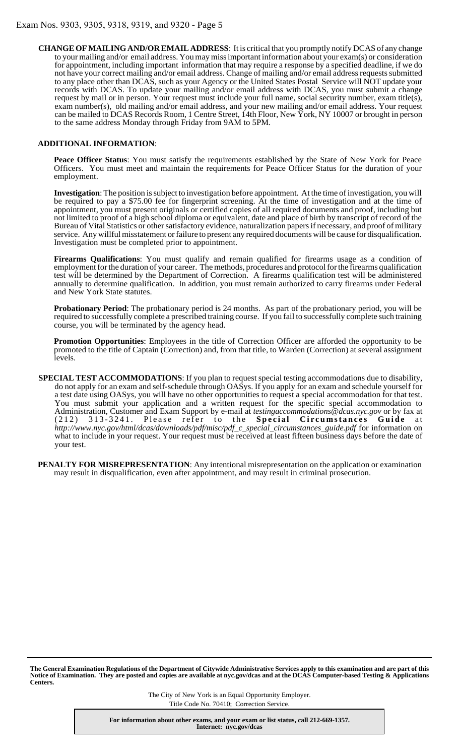**CHANGE OF MAILING AND/OR EMAIL ADDRESS**: It is critical that you promptly notify DCAS of any change to your mailing and/or email address. You may miss important information about your exam(s) or consideration for appointment, including important information that may require a response by a specified deadline, if we do not have your correct mailing and/or email address. Change of mailing and/or email address requests submitted to any place other than DCAS, such as your Agency or the United States Postal Service will NOT update your records with DCAS. To update your mailing and/or email address with DCAS, you must submit a change request by mail or in person. Your request must include your full name, social security number, exam title(s), exam number(s), old mailing and/or email address, and your new mailing and/or email address. Your request can be mailed to DCAS Records Room, 1 Centre Street, 14th Floor, New York, NY 10007 or brought in person to the same address Monday through Friday from 9AM to 5PM.

**ADDITIONAL INFORMATION**:

**Peace Officer Status**: You must satisfy the requirements established by the State of New York for Peace Officers. You must meet and maintain the requirements for Peace Officer Status for the duration of your employment.

**Investigation**: The position is subject to investigation before appointment. At the time of investigation, you will be required to pay a $75.00 fee for fingerprint screening. At the time of investigation and at the time of appointment, you must present originals or certified copies of all required documents and proof, including but not limited to proof of a high school diploma or equivalent, date and place of birth by transcript of record of the Bureau of Vital Statistics or other satisfactory evidence, naturalization papers if necessary, and proof of military service. Any willful misstatement or failure to present any required documents will be cause for disqualification. Investigation must be completed prior to appointment.

**Firearms Qualifications**: You must qualify and remain qualified for firearms usage as a condition of employment for the duration of your career. The methods, procedures and protocol for the firearms qualification test will be determined by the Department of Correction. A firearms qualification test will be administered annually to determine qualification. In addition, you must remain authorized to carry firearms under Federal and New York State statutes.

**Probationary Period**: The probationary period is 24 months. As part of the probationary period, you will be required to successfully complete a prescribed training course. If you fail to successfully complete such training course, you will be terminated by the agency head.

**Promotion Opportunities**: Employees in the title of Correction Officer are afforded the opportunity to be promoted to the title of Captain (Correction) and, from that title, to Warden (Correction) at several assignment levels.

**SPECIAL TEST ACCOMMODATIONS**: If you plan to request special testing accommodations due to disability, do not apply for an exam and self-schedule through OASys. If you apply for an exam and schedule yourself for a test date using OASys, you will have no other opportunities to request a special accommodation for that test. You must submit your application and a written request for the specific special accommodation to Administration, Customer and Exam Support by e-mail at *testingaccommodations@dcas.nyc.gov* or by fax at (212) 313-3241. Please refer to the **Special Circumstances Guide** at *http://www.nyc.gov/html/dcas/downloads/pdf/misc/pdf_c_special_circumstances_guide.pdf* for information on what to include in your request. Your request must be received at least fifteen business days before the date of your test.

**PENALTY FOR MISREPRESENTATION**: Any intentional misrepresentation on the application or examination may result in disqualification, even after appointment, and may result in criminal prosecution.

---

**The General Examination Regulations of the Department of Citywide Administrative Services apply to this examination and are part of this Notice of Examination. They are posted and copies are available at nyc.gov/dcas and at the DCAS Computer-based Testing & Applications Centers.**

The City of New York is an Equal Opportunity Employer.

Title Code No. 70410; Correction Service.

**For information about other exams, and your exam or list status, call 212-669-1357.**
**Internet: nyc.gov/dcas**